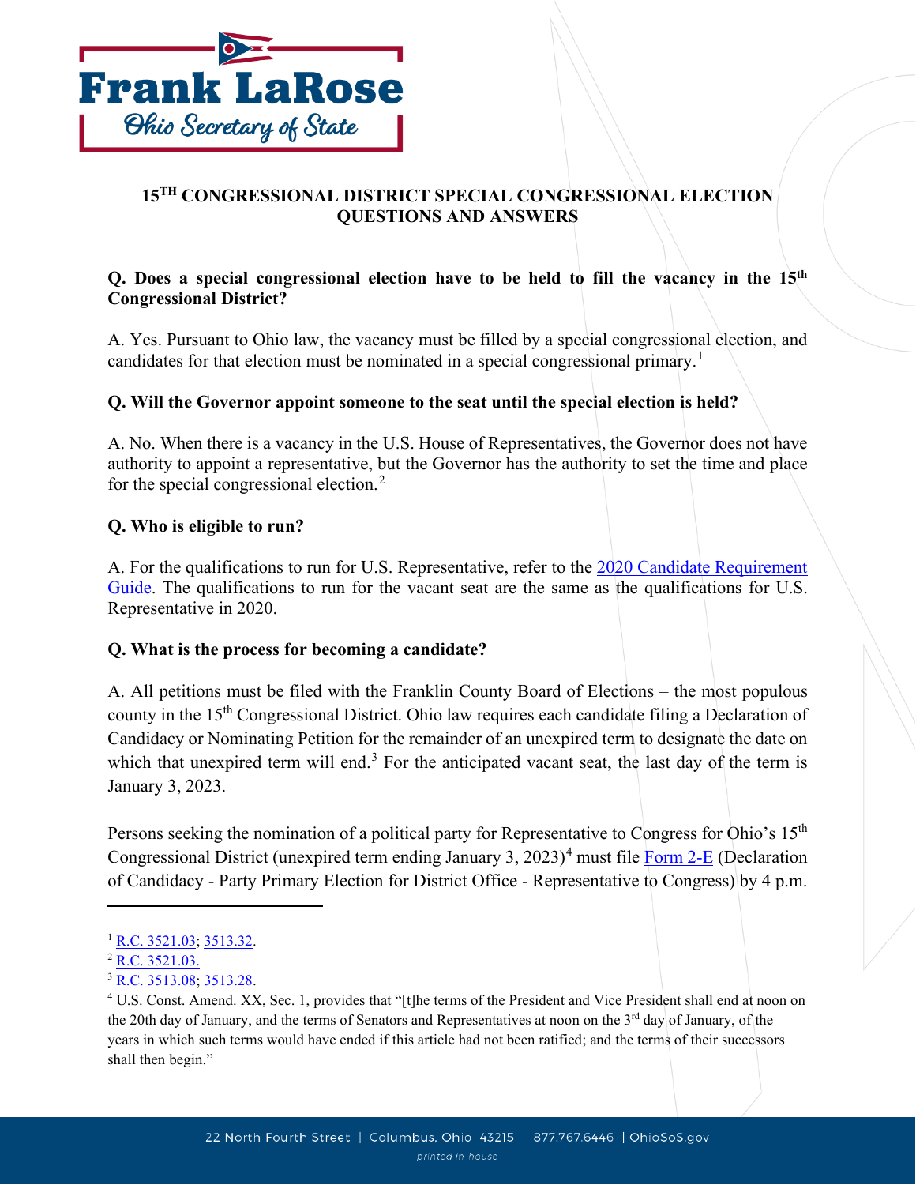# 15[TH] CONGRESSIONAL DISTRICT SPECIAL CONGRESSIONAL ELECTION QUESTIONS AND ANSWERS

**Q. Does a special congressional election have to be held to fill the vacancy in the 15[th] Congressional District?**

A. Yes. Pursuant to Ohio law, the vacancy must be filled by a special congressional election, and candidates for that election must be nominated in a special congressional primary.[1]

**Q. Will the Governor appoint someone to the seat until the special election is held?**

A. No. When there is a vacancy in the U.S. House of Representatives, the Governor does not have authority to appoint a representative, but the Governor has the authority to set the time and place for the special congressional election.[2]

**Q. Who is eligible to run?**

A. For the qualifications to run for U.S. Representative, refer to the [2020 Candidate Requirement Guide](). The qualifications to run for the vacant seat are the same as the qualifications for U.S. Representative in 2020.

**Q. What is the process for becoming a candidate?**

A. All petitions must be filed with the Franklin County Board of Elections – the most populous county in the 15[th] Congressional District. Ohio law requires each candidate filing a Declaration of Candidacy or Nominating Petition for the remainder of an unexpired term to designate the date on which that unexpired term will end.[3] For the anticipated vacant seat, the last day of the term is January 3, 2023.

Persons seeking the nomination of a political party for Representative to Congress for Ohio's 15[th] Congressional District (unexpired term ending January 3, 2023)[4] must file [Form 2-E]() (Declaration of Candidacy - Party Primary Election for District Office - Representative to Congress) by 4 p.m.

---

[1] R.C. 3521.03; 3513.32.

[2] R.C. 3521.03.

[3] R.C. 3513.08; 3513.28.

[4] U.S. Const. Amend. XX, Sec. 1, provides that "[t]he terms of the President and Vice President shall end at noon on the 20th day of January, and the terms of Senators and Representatives at noon on the 3rd day of January, of the years in which such terms would have ended if this article had not been ratified; and the terms of their successors shall then begin."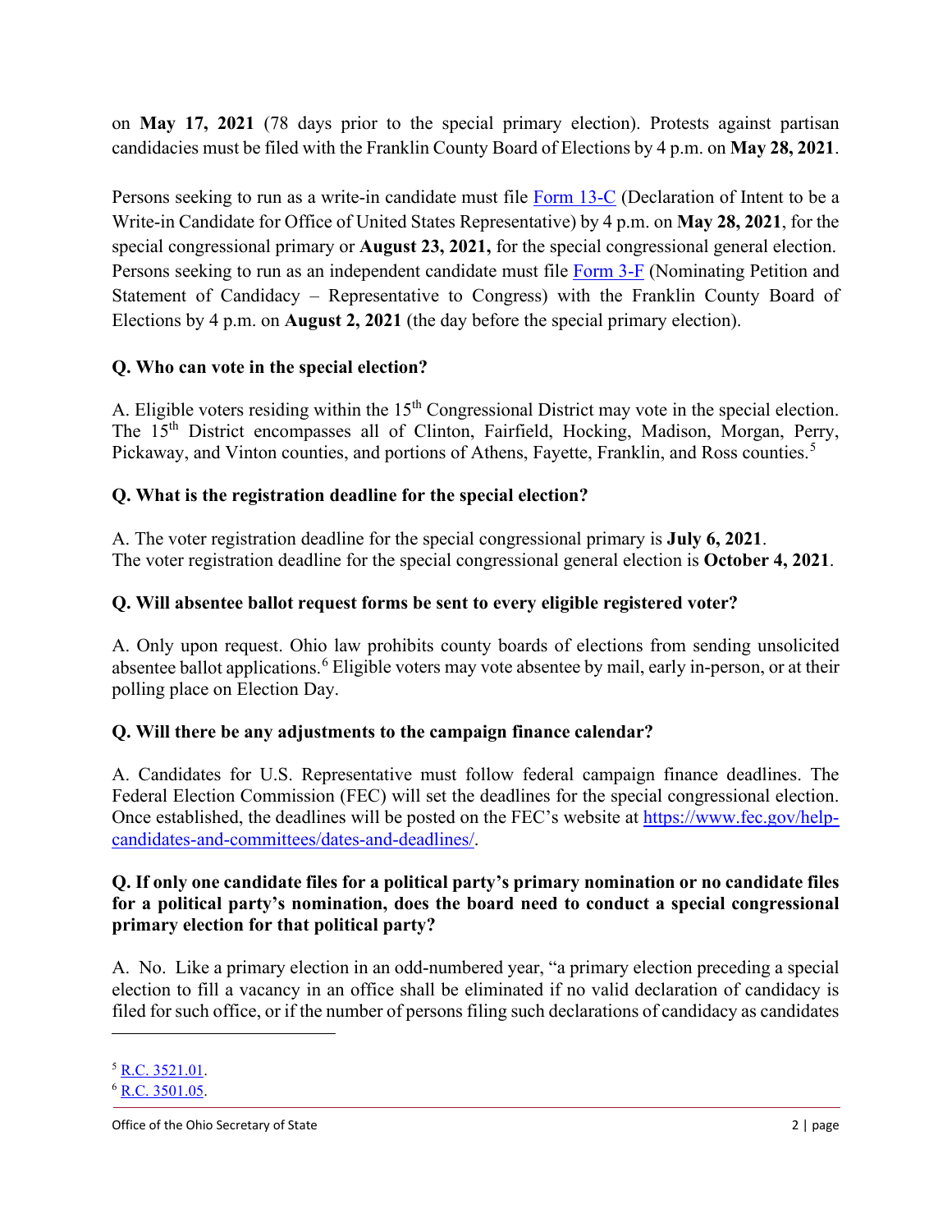on **May 17, 2021** (78 days prior to the special primary election). Protests against partisan candidacies must be filed with the Franklin County Board of Elections by 4 p.m. on **May 28, 2021**.

Persons seeking to run as a write-in candidate must file [Form 13-C](#) (Declaration of Intent to be a Write-in Candidate for Office of United States Representative) by 4 p.m. on **May 28, 2021**, for the special congressional primary or **August 23, 2021,** for the special congressional general election. Persons seeking to run as an independent candidate must file [Form 3-F](#) (Nominating Petition and Statement of Candidacy – Representative to Congress) with the Franklin County Board of Elections by 4 p.m. on **August 2, 2021** (the day before the special primary election).

**Q. Who can vote in the special election?**

A. Eligible voters residing within the 15th Congressional District may vote in the special election. The 15th District encompasses all of Clinton, Fairfield, Hocking, Madison, Morgan, Perry, Pickaway, and Vinton counties, and portions of Athens, Fayette, Franklin, and Ross counties.[5]

**Q. What is the registration deadline for the special election?**

A. The voter registration deadline for the special congressional primary is **July 6, 2021**.
The voter registration deadline for the special congressional general election is **October 4, 2021**.

**Q. Will absentee ballot request forms be sent to every eligible registered voter?**

A. Only upon request. Ohio law prohibits county boards of elections from sending unsolicited absentee ballot applications.[6] Eligible voters may vote absentee by mail, early in-person, or at their polling place on Election Day.

**Q. Will there be any adjustments to the campaign finance calendar?**

A. Candidates for U.S. Representative must follow federal campaign finance deadlines. The Federal Election Commission (FEC) will set the deadlines for the special congressional election. Once established, the deadlines will be posted on the FEC's website at https://www.fec.gov/help-candidates-and-committees/dates-and-deadlines/.

**Q. If only one candidate files for a political party's primary nomination or no candidate files for a political party's nomination, does the board need to conduct a special congressional primary election for that political party?**

A. No. Like a primary election in an odd-numbered year, "a primary election preceding a special election to fill a vacancy in an office shall be eliminated if no valid declaration of candidacy is filed for such office, or if the number of persons filing such declarations of candidacy as candidates

---

[5] R.C. 3521.01.
[6] R.C. 3501.05.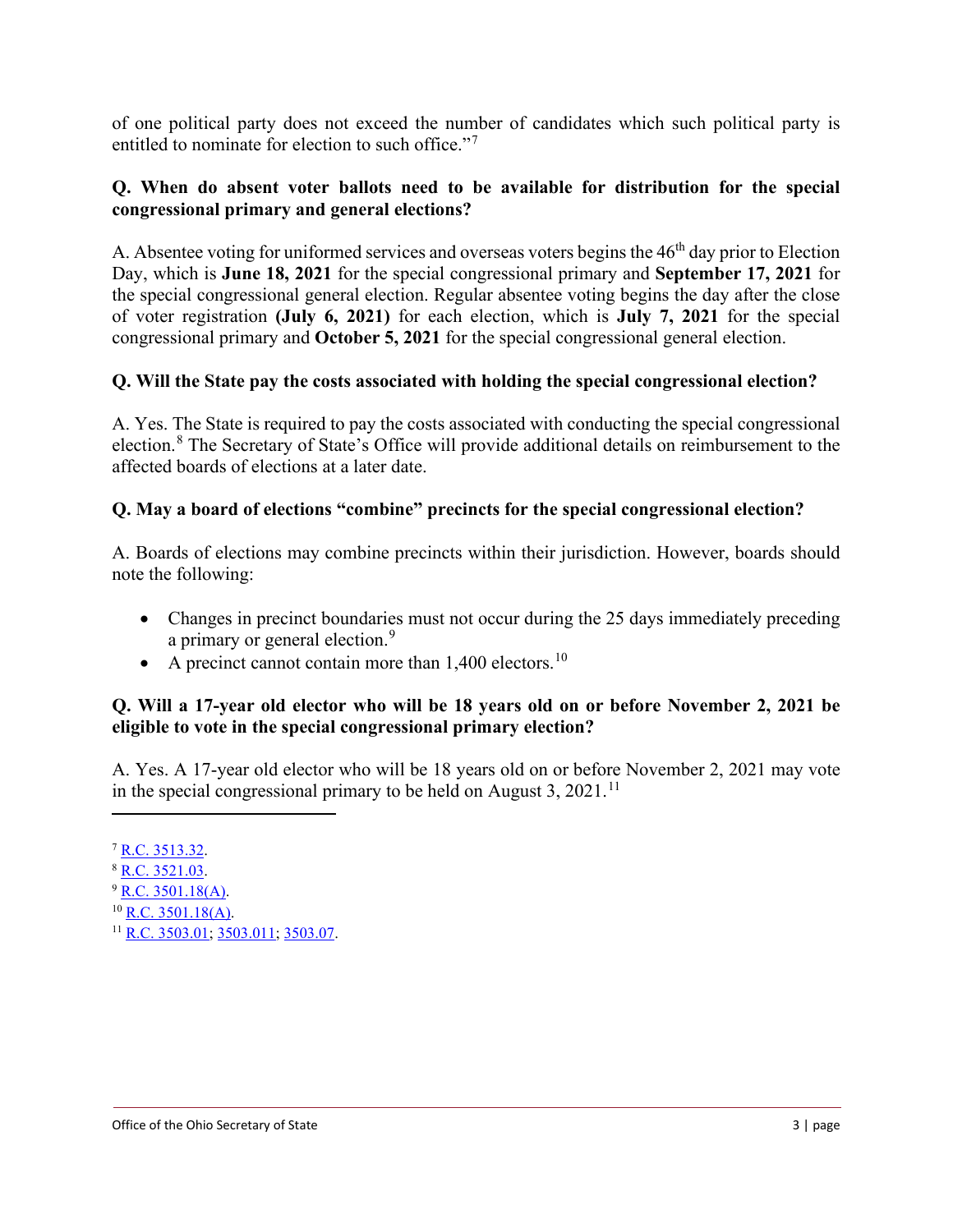of one political party does not exceed the number of candidates which such political party is entitled to nominate for election to such office."[7]

**Q. When do absent voter ballots need to be available for distribution for the special congressional primary and general elections?**

A. Absentee voting for uniformed services and overseas voters begins the 46th day prior to Election Day, which is **June 18, 2021** for the special congressional primary and **September 17, 2021** for the special congressional general election. Regular absentee voting begins the day after the close of voter registration **(July 6, 2021)** for each election, which is **July 7, 2021** for the special congressional primary and **October 5, 2021** for the special congressional general election.

**Q. Will the State pay the costs associated with holding the special congressional election?**

A. Yes. The State is required to pay the costs associated with conducting the special congressional election.[8] The Secretary of State's Office will provide additional details on reimbursement to the affected boards of elections at a later date.

**Q. May a board of elections "combine" precincts for the special congressional election?**

A. Boards of elections may combine precincts within their jurisdiction. However, boards should note the following:

- Changes in precinct boundaries must not occur during the 25 days immediately preceding a primary or general election.[9]
- A precinct cannot contain more than 1,400 electors.[10]

**Q. Will a 17-year old elector who will be 18 years old on or before November 2, 2021 be eligible to vote in the special congressional primary election?**

A. Yes. A 17-year old elector who will be 18 years old on or before November 2, 2021 may vote in the special congressional primary to be held on August 3, 2021.[11]

---

[7] R.C. 3513.32.

[8] R.C. 3521.03.

[9] R.C. 3501.18(A).

[10] R.C. 3501.18(A).

[11] R.C. 3503.01; 3503.011; 3503.07.